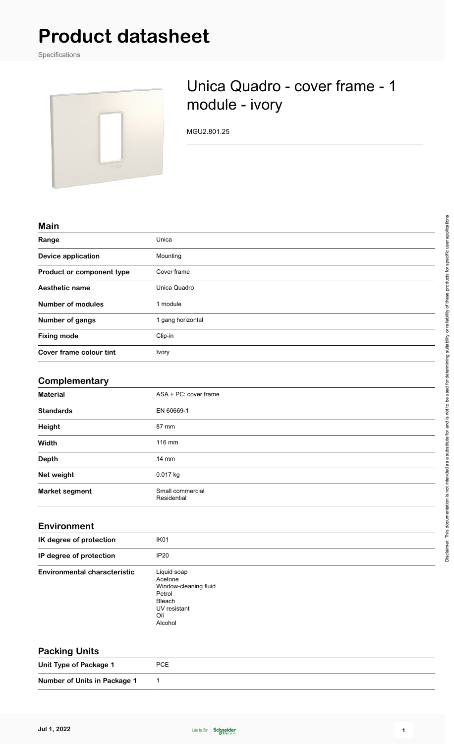# Product datasheet

Specifications

## Unica Quadro - cover frame - 1 module - ivory

MGU2.801.25

### Main

| | |
|---|---|
| **Range** | Unica |
| **Device application** | Mounting |
| **Product or component type** | Cover frame |
| **Aesthetic name** | Unica Quadro |
| **Number of modules** | 1 module |
| **Number of gangs** | 1 gang horizontal |
| **Fixing mode** | Clip-in |
| **Cover frame colour tint** | Ivory |

### Complementary

| | |
|---|---|
| **Material** | ASA + PC: cover frame |
| **Standards** | EN 60669-1 |
| **Height** | 87 mm |
| **Width** | 116 mm |
| **Depth** | 14 mm |
| **Net weight** | 0.017 kg |
| **Market segment** | Small commercial<br>Residential |

### Environment

| | |
|---|---|
| **IK degree of protection** | IK01 |
| **IP degree of protection** | IP20 |
| **Environmental characteristic** | Liquid soap<br>Acetone<br>Window-cleaning fluid<br>Petrol<br>Bleach<br>UV resistant<br>Oil<br>Alcohol |

### Packing Units

| | |
|---|---|
| **Unit Type of Package 1** | PCE |
| **Number of Units in Package 1** | 1 |

Disclaimer: This documentation is not intended as a substitute for and is not to be used for determining suitability or reliability of these products for specific user applications

Jul 1, 2022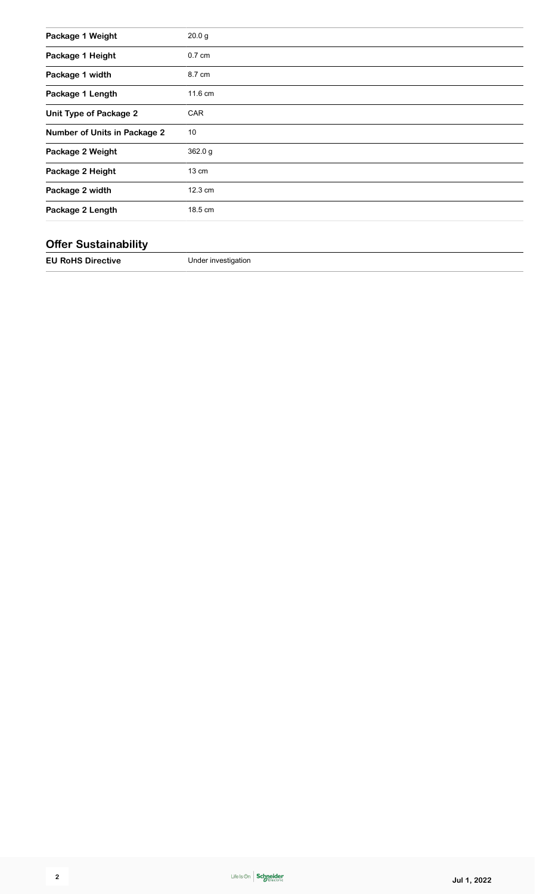| | |
|---|---|
| **Package 1 Weight** | 20.0 g |
| **Package 1 Height** | 0.7 cm |
| **Package 1 width** | 8.7 cm |
| **Package 1 Length** | 11.6 cm |
| **Unit Type of Package 2** | CAR |
| **Number of Units in Package 2** | 10 |
| **Package 2 Weight** | 362.0 g |
| **Package 2 Height** | 13 cm |
| **Package 2 width** | 12.3 cm |
| **Package 2 Length** | 18.5 cm |

## Offer Sustainability

| | |
|---|---|
| **EU RoHS Directive** | Under investigation |